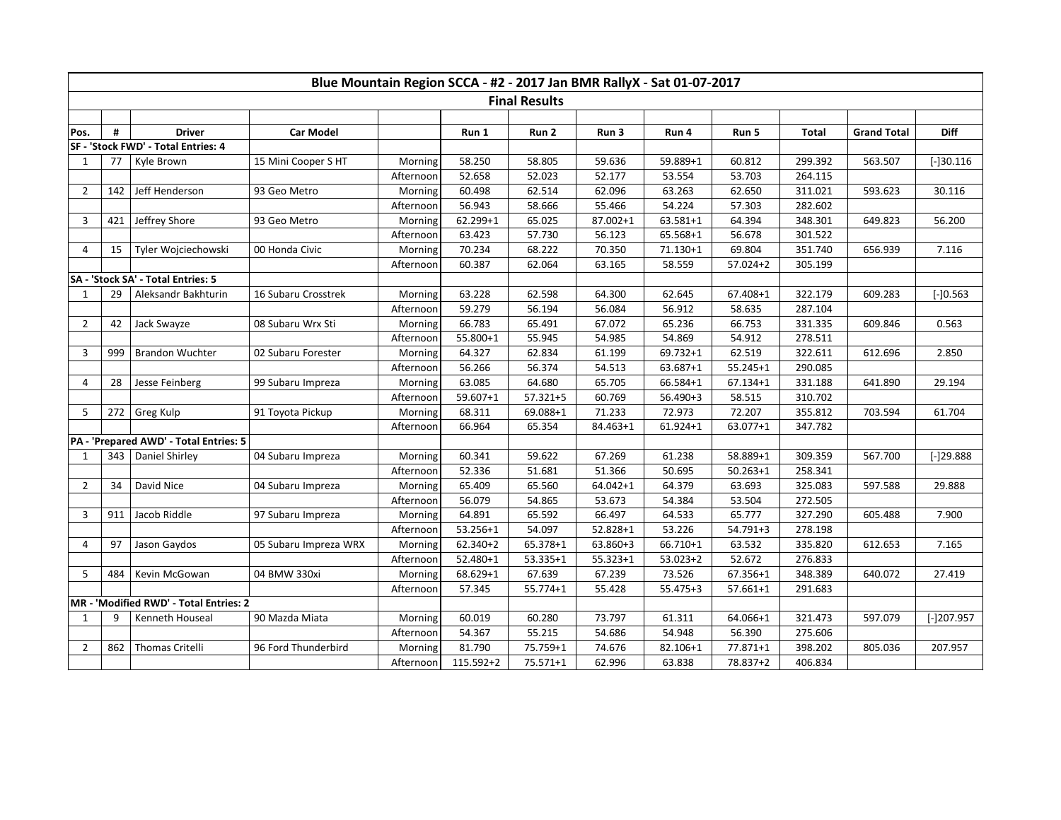# Blue Mountain Region SCCA - #2 - 2017 Jan BMR RallyX - Sat 01-07-2017

## Final Results

| Pos. | # | Driver | Car Model | | Run 1 | Run 2 | Run 3 | Run 4 | Run 5 | Total | Grand Total | Diff |
|---|---|---|---|---|---|---|---|---|---|---|---|---|
| SF - 'Stock FWD' - Total Entries: 4 | | | | | | | | | | | | |
| 1 | 77 | Kyle Brown | 15 Mini Cooper S HT | Morning | 58.250 | 58.805 | 59.636 | 59.889+1 | 60.812 | 299.392 | 563.507 | [-]30.116 |
| | | | | Afternoon | 52.658 | 52.023 | 52.177 | 53.554 | 53.703 | 264.115 | | |
| 2 | 142 | Jeff Henderson | 93 Geo Metro | Morning | 60.498 | 62.514 | 62.096 | 63.263 | 62.650 | 311.021 | 593.623 | 30.116 |
| | | | | Afternoon | 56.943 | 58.666 | 55.466 | 54.224 | 57.303 | 282.602 | | |
| 3 | 421 | Jeffrey Shore | 93 Geo Metro | Morning | 62.299+1 | 65.025 | 87.002+1 | 63.581+1 | 64.394 | 348.301 | 649.823 | 56.200 |
| | | | | Afternoon | 63.423 | 57.730 | 56.123 | 65.568+1 | 56.678 | 301.522 | | |
| 4 | 15 | Tyler Wojciechowski | 00 Honda Civic | Morning | 70.234 | 68.222 | 70.350 | 71.130+1 | 69.804 | 351.740 | 656.939 | 7.116 |
| | | | | Afternoon | 60.387 | 62.064 | 63.165 | 58.559 | 57.024+2 | 305.199 | | |
| SA - 'Stock SA' - Total Entries: 5 | | | | | | | | | | | | |
| 1 | 29 | Aleksandr Bakhturin | 16 Subaru Crosstrek | Morning | 63.228 | 62.598 | 64.300 | 62.645 | 67.408+1 | 322.179 | 609.283 | [-]0.563 |
| | | | | Afternoon | 59.279 | 56.194 | 56.084 | 56.912 | 58.635 | 287.104 | | |
| 2 | 42 | Jack Swayze | 08 Subaru Wrx Sti | Morning | 66.783 | 65.491 | 67.072 | 65.236 | 66.753 | 331.335 | 609.846 | 0.563 |
| | | | | Afternoon | 55.800+1 | 55.945 | 54.985 | 54.869 | 54.912 | 278.511 | | |
| 3 | 999 | Brandon Wuchter | 02 Subaru Forester | Morning | 64.327 | 62.834 | 61.199 | 69.732+1 | 62.519 | 322.611 | 612.696 | 2.850 |
| | | | | Afternoon | 56.266 | 56.374 | 54.513 | 63.687+1 | 55.245+1 | 290.085 | | |
| 4 | 28 | Jesse Feinberg | 99 Subaru Impreza | Morning | 63.085 | 64.680 | 65.705 | 66.584+1 | 67.134+1 | 331.188 | 641.890 | 29.194 |
| | | | | Afternoon | 59.607+1 | 57.321+5 | 60.769 | 56.490+3 | 58.515 | 310.702 | | |
| 5 | 272 | Greg Kulp | 91 Toyota Pickup | Morning | 68.311 | 69.088+1 | 71.233 | 72.973 | 72.207 | 355.812 | 703.594 | 61.704 |
| | | | | Afternoon | 66.964 | 65.354 | 84.463+1 | 61.924+1 | 63.077+1 | 347.782 | | |
| PA - 'Prepared AWD' - Total Entries: 5 | | | | | | | | | | | | |
| 1 | 343 | Daniel Shirley | 04 Subaru Impreza | Morning | 60.341 | 59.622 | 67.269 | 61.238 | 58.889+1 | 309.359 | 567.700 | [-]29.888 |
| | | | | Afternoon | 52.336 | 51.681 | 51.366 | 50.695 | 50.263+1 | 258.341 | | |
| 2 | 34 | David Nice | 04 Subaru Impreza | Morning | 65.409 | 65.560 | 64.042+1 | 64.379 | 63.693 | 325.083 | 597.588 | 29.888 |
| | | | | Afternoon | 56.079 | 54.865 | 53.673 | 54.384 | 53.504 | 272.505 | | |
| 3 | 911 | Jacob Riddle | 97 Subaru Impreza | Morning | 64.891 | 65.592 | 66.497 | 64.533 | 65.777 | 327.290 | 605.488 | 7.900 |
| | | | | Afternoon | 53.256+1 | 54.097 | 52.828+1 | 53.226 | 54.791+3 | 278.198 | | |
| 4 | 97 | Jason Gaydos | 05 Subaru Impreza WRX | Morning | 62.340+2 | 65.378+1 | 63.860+3 | 66.710+1 | 63.532 | 335.820 | 612.653 | 7.165 |
| | | | | Afternoon | 52.480+1 | 53.335+1 | 55.323+1 | 53.023+2 | 52.672 | 276.833 | | |
| 5 | 484 | Kevin McGowan | 04 BMW 330xi | Morning | 68.629+1 | 67.639 | 67.239 | 73.526 | 67.356+1 | 348.389 | 640.072 | 27.419 |
| | | | | Afternoon | 57.345 | 55.774+1 | 55.428 | 55.475+3 | 57.661+1 | 291.683 | | |
| MR - 'Modified RWD' - Total Entries: 2 | | | | | | | | | | | | |
| 1 | 9 | Kenneth Houseal | 90 Mazda Miata | Morning | 60.019 | 60.280 | 73.797 | 61.311 | 64.066+1 | 321.473 | 597.079 | [-]207.957 |
| | | | | Afternoon | 54.367 | 55.215 | 54.686 | 54.948 | 56.390 | 275.606 | | |
| 2 | 862 | Thomas Critelli | 96 Ford Thunderbird | Morning | 81.790 | 75.759+1 | 74.676 | 82.106+1 | 77.871+1 | 398.202 | 805.036 | 207.957 |
| | | | | Afternoon | 115.592+2 | 75.571+1 | 62.996 | 63.838 | 78.837+2 | 406.834 | | |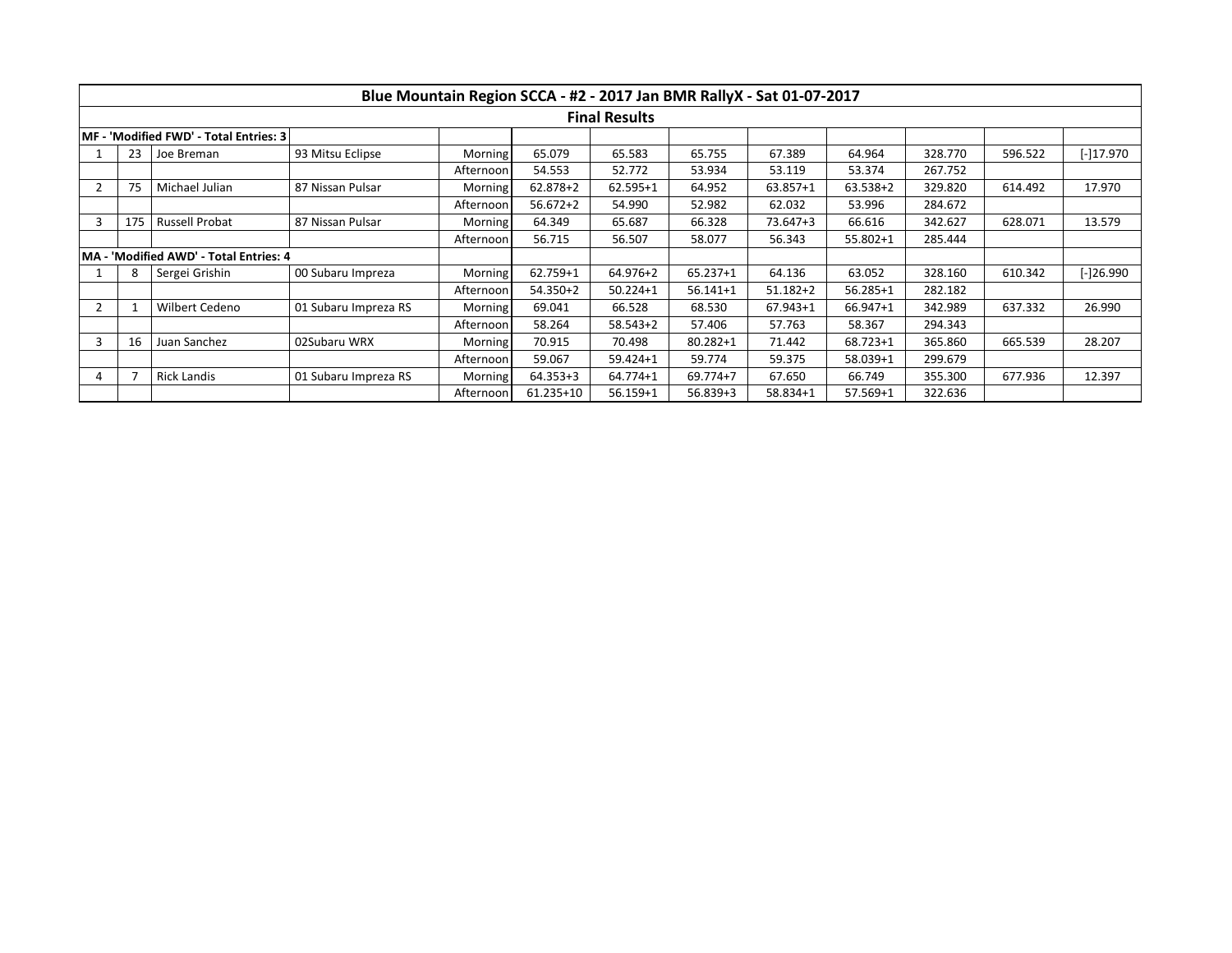| Blue Mountain Region SCCA - #2 - 2017 Jan BMR RallyX - Sat 01-07-2017 | | | | | | | | | | | | |
|---|---|---|---|---|---|---|---|---|---|---|---|---|
| **Final Results** | | | | | | | | | | | | |
| **MF - 'Modified FWD' - Total Entries: 3** | | | | | | | | | | | | |
| 1 | 23 | Joe Breman | 93 Mitsu Eclipse | Morning | 65.079 | 65.583 | 65.755 | 67.389 | 64.964 | 328.770 | 596.522 | [-]17.970 |
| | | | | Afternoon | 54.553 | 52.772 | 53.934 | 53.119 | 53.374 | 267.752 | | |
| 2 | 75 | Michael Julian | 87 Nissan Pulsar | Morning | 62.878+2 | 62.595+1 | 64.952 | 63.857+1 | 63.538+2 | 329.820 | 614.492 | 17.970 |
| | | | | Afternoon | 56.672+2 | 54.990 | 52.982 | 62.032 | 53.996 | 284.672 | | |
| 3 | 175 | Russell Probat | 87 Nissan Pulsar | Morning | 64.349 | 65.687 | 66.328 | 73.647+3 | 66.616 | 342.627 | 628.071 | 13.579 |
| | | | | Afternoon | 56.715 | 56.507 | 58.077 | 56.343 | 55.802+1 | 285.444 | | |
| **MA - 'Modified AWD' - Total Entries: 4** | | | | | | | | | | | | |
| 1 | 8 | Sergei Grishin | 00 Subaru Impreza | Morning | 62.759+1 | 64.976+2 | 65.237+1 | 64.136 | 63.052 | 328.160 | 610.342 | [-]26.990 |
| | | | | Afternoon | 54.350+2 | 50.224+1 | 56.141+1 | 51.182+2 | 56.285+1 | 282.182 | | |
| 2 | 1 | Wilbert Cedeno | 01 Subaru Impreza RS | Morning | 69.041 | 66.528 | 68.530 | 67.943+1 | 66.947+1 | 342.989 | 637.332 | 26.990 |
| | | | | Afternoon | 58.264 | 58.543+2 | 57.406 | 57.763 | 58.367 | 294.343 | | |
| 3 | 16 | Juan Sanchez | 02Subaru WRX | Morning | 70.915 | 70.498 | 80.282+1 | 71.442 | 68.723+1 | 365.860 | 665.539 | 28.207 |
| | | | | Afternoon | 59.067 | 59.424+1 | 59.774 | 59.375 | 58.039+1 | 299.679 | | |
| 4 | 7 | Rick Landis | 01 Subaru Impreza RS | Morning | 64.353+3 | 64.774+1 | 69.774+7 | 67.650 | 66.749 | 355.300 | 677.936 | 12.397 |
| | | | | Afternoon | 61.235+10 | 56.159+1 | 56.839+3 | 58.834+1 | 57.569+1 | 322.636 | | |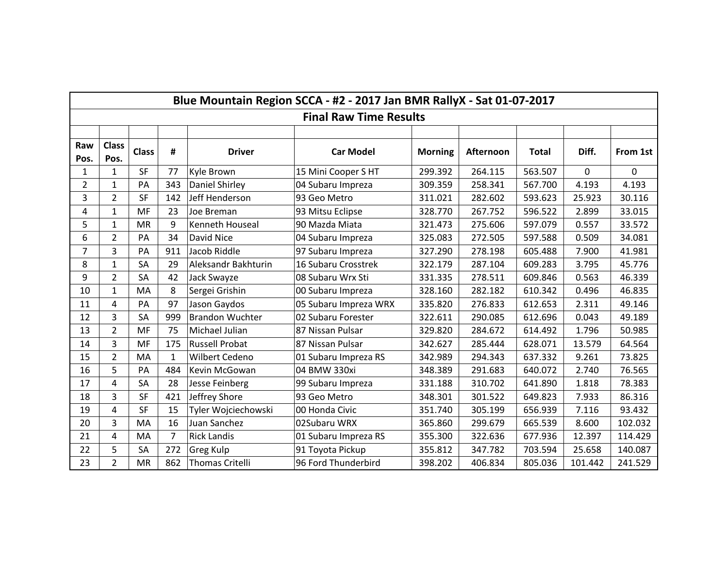## Blue Mountain Region SCCA - #2 - 2017 Jan BMR RallyX - Sat 01-07-2017

### Final Raw Time Results

| Raw Pos. | Class Pos. | Class | # | Driver | Car Model | Morning | Afternoon | Total | Diff. | From 1st |
|---|---|---|---|---|---|---|---|---|---|---|
| 1 | 1 | SF | 77 | Kyle Brown | 15 Mini Cooper S HT | 299.392 | 264.115 | 563.507 | 0 | 0 |
| 2 | 1 | PA | 343 | Daniel Shirley | 04 Subaru Impreza | 309.359 | 258.341 | 567.700 | 4.193 | 4.193 |
| 3 | 2 | SF | 142 | Jeff Henderson | 93 Geo Metro | 311.021 | 282.602 | 593.623 | 25.923 | 30.116 |
| 4 | 1 | MF | 23 | Joe Breman | 93 Mitsu Eclipse | 328.770 | 267.752 | 596.522 | 2.899 | 33.015 |
| 5 | 1 | MR | 9 | Kenneth Houseal | 90 Mazda Miata | 321.473 | 275.606 | 597.079 | 0.557 | 33.572 |
| 6 | 2 | PA | 34 | David Nice | 04 Subaru Impreza | 325.083 | 272.505 | 597.588 | 0.509 | 34.081 |
| 7 | 3 | PA | 911 | Jacob Riddle | 97 Subaru Impreza | 327.290 | 278.198 | 605.488 | 7.900 | 41.981 |
| 8 | 1 | SA | 29 | Aleksandr Bakhturin | 16 Subaru Crosstrek | 322.179 | 287.104 | 609.283 | 3.795 | 45.776 |
| 9 | 2 | SA | 42 | Jack Swayze | 08 Subaru Wrx Sti | 331.335 | 278.511 | 609.846 | 0.563 | 46.339 |
| 10 | 1 | MA | 8 | Sergei Grishin | 00 Subaru Impreza | 328.160 | 282.182 | 610.342 | 0.496 | 46.835 |
| 11 | 4 | PA | 97 | Jason Gaydos | 05 Subaru Impreza WRX | 335.820 | 276.833 | 612.653 | 2.311 | 49.146 |
| 12 | 3 | SA | 999 | Brandon Wuchter | 02 Subaru Forester | 322.611 | 290.085 | 612.696 | 0.043 | 49.189 |
| 13 | 2 | MF | 75 | Michael Julian | 87 Nissan Pulsar | 329.820 | 284.672 | 614.492 | 1.796 | 50.985 |
| 14 | 3 | MF | 175 | Russell Probat | 87 Nissan Pulsar | 342.627 | 285.444 | 628.071 | 13.579 | 64.564 |
| 15 | 2 | MA | 1 | Wilbert Cedeno | 01 Subaru Impreza RS | 342.989 | 294.343 | 637.332 | 9.261 | 73.825 |
| 16 | 5 | PA | 484 | Kevin McGowan | 04 BMW 330xi | 348.389 | 291.683 | 640.072 | 2.740 | 76.565 |
| 17 | 4 | SA | 28 | Jesse Feinberg | 99 Subaru Impreza | 331.188 | 310.702 | 641.890 | 1.818 | 78.383 |
| 18 | 3 | SF | 421 | Jeffrey Shore | 93 Geo Metro | 348.301 | 301.522 | 649.823 | 7.933 | 86.316 |
| 19 | 4 | SF | 15 | Tyler Wojciechowski | 00 Honda Civic | 351.740 | 305.199 | 656.939 | 7.116 | 93.432 |
| 20 | 3 | MA | 16 | Juan Sanchez | 02Subaru WRX | 365.860 | 299.679 | 665.539 | 8.600 | 102.032 |
| 21 | 4 | MA | 7 | Rick Landis | 01 Subaru Impreza RS | 355.300 | 322.636 | 677.936 | 12.397 | 114.429 |
| 22 | 5 | SA | 272 | Greg Kulp | 91 Toyota Pickup | 355.812 | 347.782 | 703.594 | 25.658 | 140.087 |
| 23 | 2 | MR | 862 | Thomas Critelli | 96 Ford Thunderbird | 398.202 | 406.834 | 805.036 | 101.442 | 241.529 |